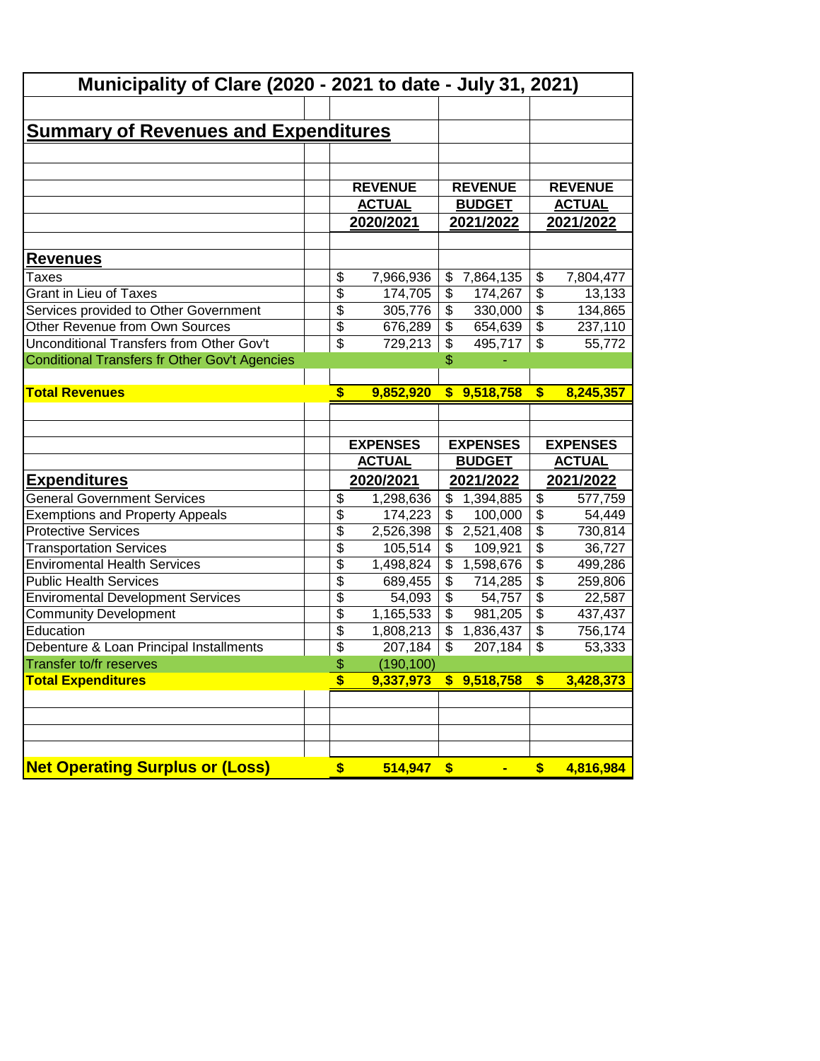# Municipality of Clare (2020 - 2021 to date - July 31, 2021)

## Summary of Revenues and Expenditures

| | REVENUE ACTUAL 2020/2021 | REVENUE BUDGET 2021/2022 | REVENUE ACTUAL 2021/2022 |
|---|---|---|---|
| **Revenues** | | | |
| Taxes | $ 7,966,936 | $ 7,864,135 | $ 7,804,477 |
| Grant in Lieu of Taxes | $ 174,705 | $ 174,267 | $ 13,133 |
| Services provided to Other Government | $ 305,776 | $ 330,000 | $ 134,865 |
| Other Revenue from Own Sources | $ 676,289 | $ 654,639 | $ 237,110 |
| Unconditional Transfers from Other Gov't | $ 729,213 | $ 495,717 | $ 55,772 |
| Conditional Transfers fr Other Gov't Agencies | | $ - | |
| **Total Revenues** | **$ 9,852,920** | **$ 9,518,758** | **$ 8,245,357** |

| | EXPENSES ACTUAL 2020/2021 | EXPENSES BUDGET 2021/2022 | EXPENSES ACTUAL 2021/2022 |
|---|---|---|---|
| **Expenditures** | | | |
| General Government Services | $ 1,298,636 | $ 1,394,885 | $ 577,759 |
| Exemptions and Property Appeals | $ 174,223 | $ 100,000 | $ 54,449 |
| Protective Services | $ 2,526,398 | $ 2,521,408 | $ 730,814 |
| Transportation Services | $ 105,514 | $ 109,921 | $ 36,727 |
| Enviromental Health Services | $ 1,498,824 | $ 1,598,676 | $ 499,286 |
| Public Health Services | $ 689,455 | $ 714,285 | $ 259,806 |
| Enviromental Development Services | $ 54,093 | $ 54,757 | $ 22,587 |
| Community Development | $ 1,165,533 | $ 981,205 | $ 437,437 |
| Education | $ 1,808,213 | $ 1,836,437 | $ 756,174 |
| Debenture & Loan Principal Installments | $ 207,184 | $ 207,184 | $ 53,333 |
| Transfer to/fr reserves | $ (190,100) | | |
| **Total Expenditures** | **$ 9,337,973** | **$ 9,518,758** | **$ 3,428,373** |
| | | | |
| **Net Operating Surplus or (Loss)** | **$ 514,947** | **$ -** | **$ 4,816,984** |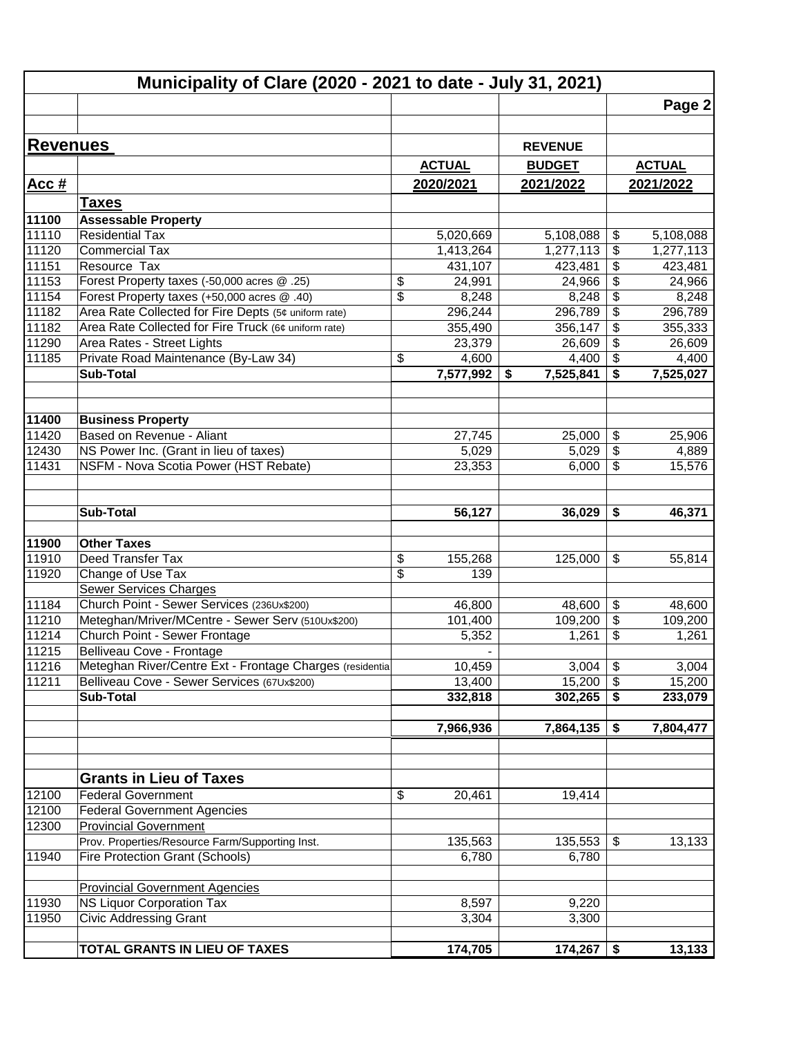# Municipality of Clare (2020 - 2021 to date - July 31, 2021)

Page 2

| Revenues | | | REVENUE | |
|---|---|---|---|---|
| | | ACTUAL | BUDGET | ACTUAL |
| Acc # | | 2020/2021 | 2021/2022 | 2021/2022 |
| | **Taxes** | | | |
| **11100** | **Assessable Property** | | | |
| 11110 | Residential Tax | 5,020,669 | 5,108,088 | $ 5,108,088 |
| 11120 | Commercial Tax | 1,413,264 | 1,277,113 | $ 1,277,113 |
| 11151 | Resource Tax | 431,107 | 423,481 | $ 423,481 |
| 11153 | Forest Property taxes (-50,000 acres @ .25) | $ 24,991 | 24,966 | $ 24,966 |
| 11154 | Forest Property taxes (+50,000 acres @ .40) | $ 8,248 | 8,248 | $ 8,248 |
| 11182 | Area Rate Collected for Fire Depts (5¢ uniform rate) | 296,244 | 296,789 | $ 296,789 |
| 11182 | Area Rate Collected for Fire Truck (6¢ uniform rate) | 355,490 | 356,147 | $ 355,333 |
| 11290 | Area Rates - Street Lights | 23,379 | 26,609 | $ 26,609 |
| 11185 | Private Road Maintenance (By-Law 34) | $ 4,600 | 4,400 | $ 4,400 |
| | **Sub-Total** | **7,577,992** | **$ 7,525,841** | **$ 7,525,027** |
| | | | | |
| **11400** | **Business Property** | | | |
| 11420 | Based on Revenue - Aliant | 27,745 | 25,000 | $ 25,906 |
| 12430 | NS Power Inc. (Grant in lieu of taxes) | 5,029 | 5,029 | $ 4,889 |
| 11431 | NSFM - Nova Scotia Power (HST Rebate) | 23,353 | 6,000 | $ 15,576 |
| | | | | |
| | **Sub-Total** | **56,127** | **36,029** | **$ 46,371** |
| | | | | |
| **11900** | **Other Taxes** | | | |
| 11910 | Deed Transfer Tax | $ 155,268 | 125,000 | $ 55,814 |
| 11920 | Change of Use Tax | $ 139 | | |
| | Sewer Services Charges | | | |
| 11184 | Church Point - Sewer Services (236Ux$200) | 46,800 | 48,600 | $ 48,600 |
| 11210 | Meteghan/Mriver/MCentre - Sewer Serv (510Ux$200) | 101,400 | 109,200 | $ 109,200 |
| 11214 | Church Point - Sewer Frontage | 5,352 | 1,261 | $ 1,261 |
| 11215 | Belliveau Cove - Frontage | - | | |
| 11216 | Meteghan River/Centre Ext - Frontage Charges (residentia | 10,459 | 3,004 | $ 3,004 |
| 11211 | Belliveau Cove - Sewer Services (67Ux$200) | 13,400 | 15,200 | $ 15,200 |
| | **Sub-Total** | **332,818** | **302,265** | **$ 233,079** |
| | | | | |
| | | **7,966,936** | **7,864,135** | **$ 7,804,477** |
| | | | | |
| | **Grants in Lieu of Taxes** | | | |
| 12100 | Federal Government | $ 20,461 | 19,414 | |
| 12100 | Federal Government Agencies | | | |
| 12300 | Provincial Government | | | |
| | Prov. Properties/Resource Farm/Supporting Inst. | 135,563 | 135,553 | $ 13,133 |
| 11940 | Fire Protection Grant (Schools) | 6,780 | 6,780 | |
| | | | | |
| | Provincial Government Agencies | | | |
| 11930 | NS Liquor Corporation Tax | 8,597 | 9,220 | |
| 11950 | Civic Addressing Grant | 3,304 | 3,300 | |
| | | | | |
| | **TOTAL GRANTS IN LIEU OF TAXES** | **174,705** | **174,267** | **$ 13,133** |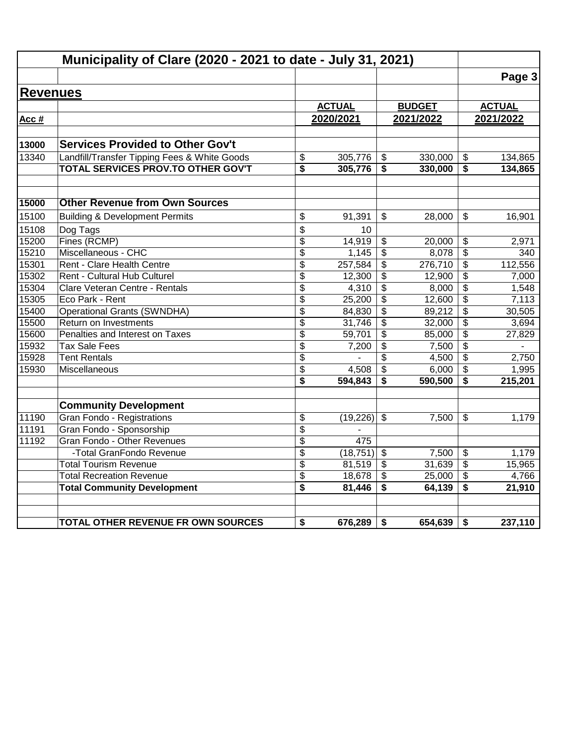## Municipality of Clare (2020 - 2021 to date - July 31, 2021)

### Revenues

| Acc # | | ACTUAL 2020/2021 | BUDGET 2021/2022 | ACTUAL 2021/2022 |
|---|---|---|---|---|
| **13000** | **Services Provided to Other Gov't** | | | |
| 13340 | Landfill/Transfer Tipping Fees & White Goods | $ 305,776 | $ 330,000 | $ 134,865 |
| | **TOTAL SERVICES PROV.TO OTHER GOV'T** | **$ 305,776** | **$ 330,000** | **$ 134,865** |
| | | | | |
| **15000** | **Other Revenue from Own Sources** | | | |
| 15100 | Building & Development Permits | $ 91,391 | $ 28,000 | $ 16,901 |
| 15108 | Dog Tags | $ 10 | | |
| 15200 | Fines (RCMP) | $ 14,919 | $ 20,000 | $ 2,971 |
| 15210 | Miscellaneous - CHC | $ 1,145 | $ 8,078 | $ 340 |
| 15301 | Rent - Clare Health Centre | $ 257,584 | $ 276,710 | $ 112,556 |
| 15302 | Rent - Cultural Hub Culturel | $ 12,300 | $ 12,900 | $ 7,000 |
| 15304 | Clare Veteran Centre - Rentals | $ 4,310 | $ 8,000 | $ 1,548 |
| 15305 | Eco Park - Rent | $ 25,200 | $ 12,600 | $ 7,113 |
| 15400 | Operational Grants (SWNDHA) | $ 84,830 | $ 89,212 | $ 30,505 |
| 15500 | Return on Investments | $ 31,746 | $ 32,000 | $ 3,694 |
| 15600 | Penalties and Interest on Taxes | $ 59,701 | $ 85,000 | $ 27,829 |
| 15932 | Tax Sale Fees | $ 7,200 | $ 7,500 | $ - |
| 15928 | Tent Rentals | $ - | $ 4,500 | $ 2,750 |
| 15930 | Miscellaneous | $ 4,508 | $ 6,000 | $ 1,995 |
| | | **$ 594,843** | **$ 590,500** | **$ 215,201** |
| | | | | |
| | **Community Development** | | | |
| 11190 | Gran Fondo - Registrations | $ (19,226) | $ 7,500 | $ 1,179 |
| 11191 | Gran Fondo - Sponsorship | $ - | | |
| 11192 | Gran Fondo - Other Revenues | $ 475 | | |
| | -Total GranFondo Revenue | $ (18,751) | $ 7,500 | $ 1,179 |
| | Total Tourism Revenue | $ 81,519 | $ 31,639 | $ 15,965 |
| | Total Recreation Revenue | $ 18,678 | $ 25,000 | $ 4,766 |
| | **Total Community Development** | **$ 81,446** | **$ 64,139** | **$ 21,910** |
| | | | | |
| | **TOTAL OTHER REVENUE FR OWN SOURCES** | **$ 676,289** | **$ 654,639** | **$ 237,110** |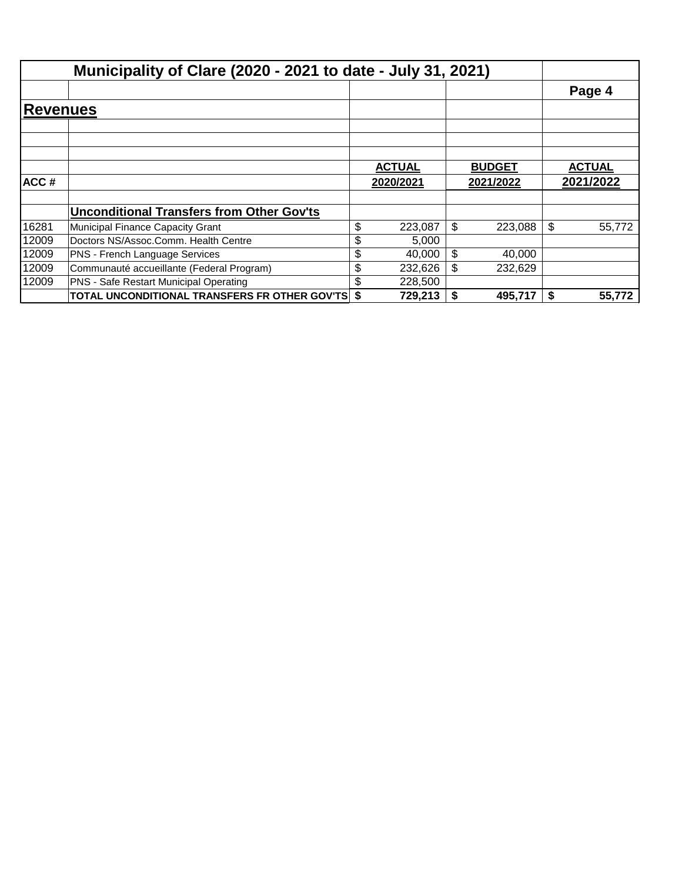# Municipality of Clare (2020 - 2021 to date - July 31, 2021)

Page 4

## Revenues

| ACC # | | ACTUAL 2020/2021 | BUDGET 2021/2022 | ACTUAL 2021/2022 |
|---|---|---|---|---|
| | **Unconditional Transfers from Other Gov'ts** | | | |
| 16281 | Municipal Finance Capacity Grant | $ 223,087 | $ 223,088 | $ 55,772 |
| 12009 | Doctors NS/Assoc.Comm. Health Centre | $ 5,000 | | |
| 12009 | PNS - French Language Services | $ 40,000 | $ 40,000 | |
| 12009 | Communauté accueillante (Federal Program) | $ 232,626 | $ 232,629 | |
| 12009 | PNS - Safe Restart Municipal Operating | $ 228,500 | | |
| | **TOTAL UNCONDITIONAL TRANSFERS FR OTHER GOV'TS** | **$ 729,213** | **$ 495,717** | **$ 55,772** |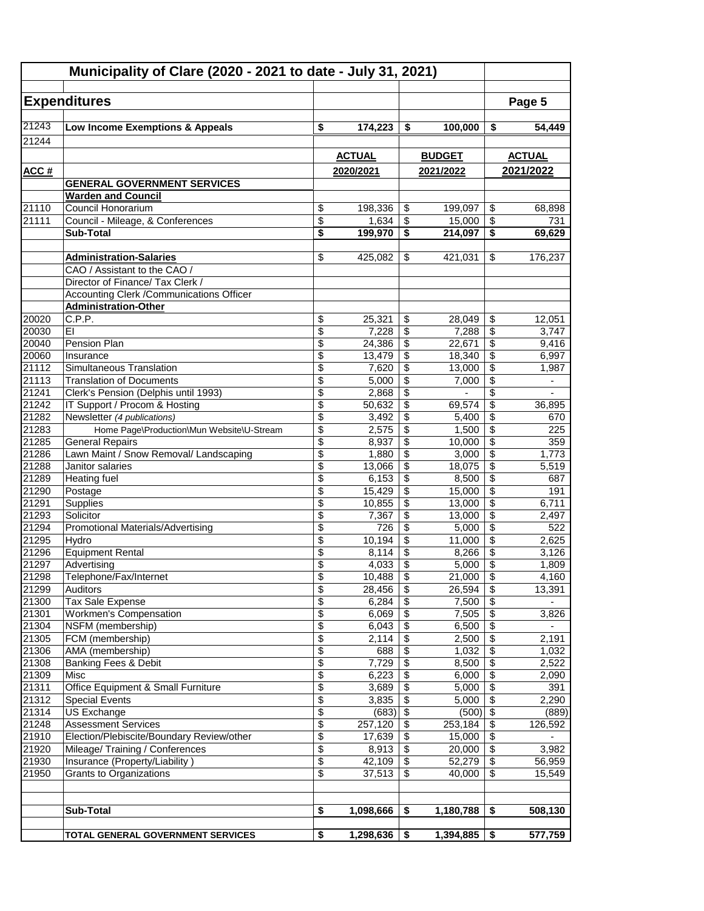## Municipality of Clare (2020 - 2021 to date - July 31, 2021)

## Expenditures

Page 5

| ACC # | | ACTUAL 2020/2021 | BUDGET 2021/2022 | ACTUAL 2021/2022 |
|---|---|---|---|---|
| 21243 | **Low Income Exemptions & Appeals** | **$ 174,223** | **$ 100,000** | **$ 54,449** |
| 21244 | | | | |
| | **GENERAL GOVERNMENT SERVICES** | | | |
| | **Warden and Council** | | | |
| 21110 | Council Honorarium | $ 198,336 | $ 199,097 | $ 68,898 |
| 21111 | Council - Mileage, & Conferences | $ 1,634 | $ 15,000 | $ 731 |
| | **Sub-Total** | **$ 199,970** | **$ 214,097** | **$ 69,629** |
| | | | | |
| | **Administration-Salaries** | $ 425,082 | $ 421,031 | $ 176,237 |
| | CAO / Assistant to the CAO / | | | |
| | Director of Finance/ Tax Clerk / | | | |
| | Accounting Clerk /Communications Officer | | | |
| | **Administration-Other** | | | |
| 20020 | C.P.P. | $ 25,321 | $ 28,049 | $ 12,051 |
| 20030 | EI | $ 7,228 | $ 7,288 | $ 3,747 |
| 20040 | Pension Plan | $ 24,386 | $ 22,671 | $ 9,416 |
| 20060 | Insurance | $ 13,479 | $ 18,340 | $ 6,997 |
| 21112 | Simultaneous Translation | $ 7,620 | $ 13,000 | $ 1,987 |
| 21113 | Translation of Documents | $ 5,000 | $ 7,000 | $ - |
| 21241 | Clerk's Pension (Delphis until 1993) | $ 2,868 | $ - | $ - |
| 21242 | IT Support / Procom & Hosting | $ 50,632 | $ 69,574 | $ 36,895 |
| 21282 | Newsletter *(4 publications)* | $ 3,492 | $ 5,400 | $ 670 |
| 21283 | Home Page\Production\Mun Website\U-Stream | $ 2,575 | $ 1,500 | $ 225 |
| 21285 | General Repairs | $ 8,937 | $ 10,000 | $ 359 |
| 21286 | Lawn Maint / Snow Removal/ Landscaping | $ 1,880 | $ 3,000 | $ 1,773 |
| 21288 | Janitor salaries | $ 13,066 | $ 18,075 | $ 5,519 |
| 21289 | Heating fuel | $ 6,153 | $ 8,500 | $ 687 |
| 21290 | Postage | $ 15,429 | $ 15,000 | $ 191 |
| 21291 | Supplies | $ 10,855 | $ 13,000 | $ 6,711 |
| 21293 | Solicitor | $ 7,367 | $ 13,000 | $ 2,497 |
| 21294 | Promotional Materials/Advertising | $ 726 | $ 5,000 | $ 522 |
| 21295 | Hydro | $ 10,194 | $ 11,000 | $ 2,625 |
| 21296 | Equipment Rental | $ 8,114 | $ 8,266 | $ 3,126 |
| 21297 | Advertising | $ 4,033 | $ 5,000 | $ 1,809 |
| 21298 | Telephone/Fax/Internet | $ 10,488 | $ 21,000 | $ 4,160 |
| 21299 | Auditors | $ 28,456 | $ 26,594 | $ 13,391 |
| 21300 | Tax Sale Expense | $ 6,284 | $ 7,500 | $ - |
| 21301 | Workmen's Compensation | $ 6,069 | $ 7,505 | $ 3,826 |
| 21304 | NSFM (membership) | $ 6,043 | $ 6,500 | $ - |
| 21305 | FCM (membership) | $ 2,114 | $ 2,500 | $ 2,191 |
| 21306 | AMA (membership) | $ 688 | $ 1,032 | $ 1,032 |
| 21308 | Banking Fees & Debit | $ 7,729 | $ 8,500 | $ 2,522 |
| 21309 | Misc | $ 6,223 | $ 6,000 | $ 2,090 |
| 21311 | Office Equipment & Small Furniture | $ 3,689 | $ 5,000 | $ 391 |
| 21312 | Special Events | $ 3,835 | $ 5,000 | $ 2,290 |
| 21314 | US Exchange | $ (683) | $ (500) | $ (889) |
| 21248 | Assessment Services | $ 257,120 | $ 253,184 | $ 126,592 |
| 21910 | Election/Plebiscite/Boundary Review/other | $ 17,639 | $ 15,000 | $ - |
| 21920 | Mileage/ Training / Conferences | $ 8,913 | $ 20,000 | $ 3,982 |
| 21930 | Insurance (Property/Liability ) | $ 42,109 | $ 52,279 | $ 56,959 |
| 21950 | Grants to Organizations | $ 37,513 | $ 40,000 | $ 15,549 |
| | | | | |
| | **Sub-Total** | **$ 1,098,666** | **$ 1,180,788** | **$ 508,130** |
| | | | | |
| | **TOTAL GENERAL GOVERNMENT SERVICES** | **$ 1,298,636** | **$ 1,394,885** | **$ 577,759** |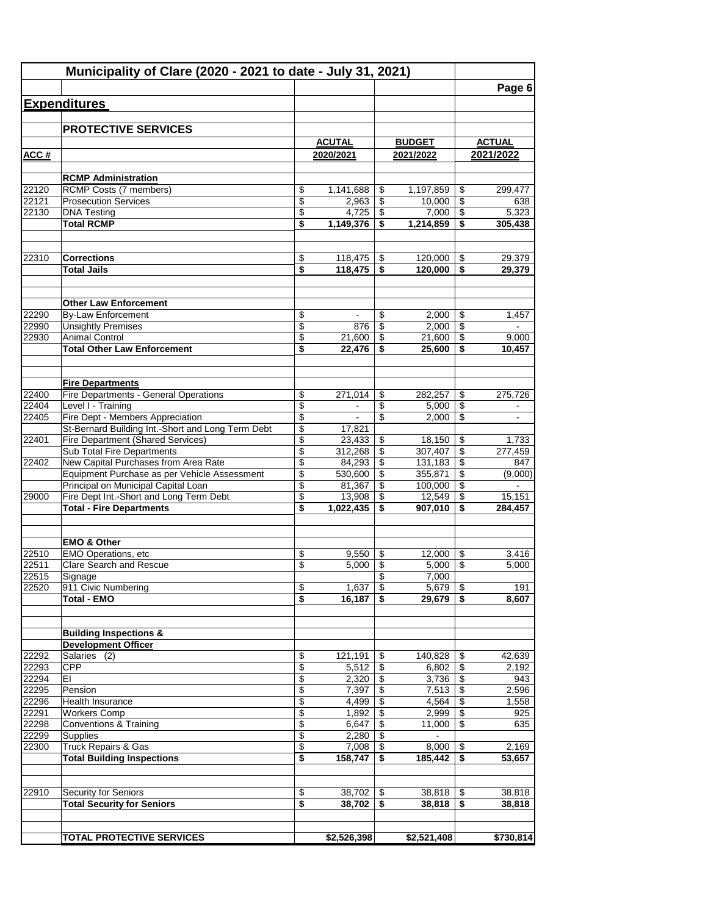# Municipality of Clare (2020 - 2021 to date - July 31, 2021)

## Expenditures

### PROTECTIVE SERVICES

| ACC # | | ACUTAL 2020/2021 | BUDGET 2021/2022 | ACTUAL 2021/2022 |
|---|---|---|---|---|
| | **RCMP Administration** | | | |
| 22120 | RCMP Costs (7 members) | $ 1,141,688 | $ 1,197,859 | $ 299,477 |
| 22121 | Prosecution Services | $ 2,963 | $ 10,000 | $ 638 |
| 22130 | DNA Testing | $ 4,725 | $ 7,000 | $ 5,323 |
| | **Total RCMP** | **$ 1,149,376** | **$ 1,214,859** | **$ 305,438** |
| | | | | |
| 22310 | **Corrections** | $ 118,475 | $ 120,000 | $ 29,379 |
| | **Total Jails** | **$ 118,475** | **$ 120,000** | **$ 29,379** |
| | | | | |
| | **Other Law Enforcement** | | | |
| 22290 | By-Law Enforcement | $ - | $ 2,000 | $ 1,457 |
| 22990 | Unsightly Premises | $ 876 | $ 2,000 | $ - |
| 22930 | Animal Control | $ 21,600 | $ 21,600 | $ 9,000 |
| | **Total Other Law Enforcement** | **$ 22,476** | **$ 25,600** | **$ 10,457** |
| | | | | |
| | **Fire Departments** | | | |
| 22400 | Fire Departments - General Operations | $ 271,014 | $ 282,257 | $ 275,726 |
| 22404 | Level I - Training | $ - | $ 5,000 | $ - |
| 22405 | Fire Dept - Members Appreciation | $ - | $ 2,000 | $ - |
| | St-Bernard Building Int.-Short and Long Term Debt | $ 17,821 | | |
| 22401 | Fire Department (Shared Services) | $ 23,433 | $ 18,150 | $ 1,733 |
| | Sub Total Fire Departments | $ 312,268 | $ 307,407 | $ 277,459 |
| 22402 | New Capital Purchases from Area Rate | $ 84,293 | $ 131,183 | $ 847 |
| | Equipment Purchase as per Vehicle Assessment | $ 530,600 | $ 355,871 | $ (9,000) |
| | Principal on Municipal Capital Loan | $ 81,367 | $ 100,000 | $ - |
| 29000 | Fire Dept Int.-Short and Long Term Debt | $ 13,908 | $ 12,549 | $ 15,151 |
| | **Total - Fire Departments** | **$ 1,022,435** | **$ 907,010** | **$ 284,457** |
| | | | | |
| | **EMO & Other** | | | |
| 22510 | EMO Operations, etc | $ 9,550 | $ 12,000 | $ 3,416 |
| 22511 | Clare Search and Rescue | $ 5,000 | $ 5,000 | $ 5,000 |
| 22515 | Signage | | $ 7,000 | |
| 22520 | 911 Civic Numbering | $ 1,637 | $ 5,679 | $ 191 |
| | **Total - EMO** | **$ 16,187** | **$ 29,679** | **$ 8,607** |
| | | | | |
| | **Building Inspections & Development Officer** | | | |
| 22292 | Salaries (2) | $ 121,191 | $ 140,828 | $ 42,639 |
| 22293 | CPP | $ 5,512 | $ 6,802 | $ 2,192 |
| 22294 | EI | $ 2,320 | $ 3,736 | $ 943 |
| 22295 | Pension | $ 7,397 | $ 7,513 | $ 2,596 |
| 22296 | Health Insurance | $ 4,499 | $ 4,564 | $ 1,558 |
| 22291 | Workers Comp | $ 1,892 | $ 2,999 | $ 925 |
| 22298 | Conventions & Training | $ 6,647 | $ 11,000 | $ 635 |
| 22299 | Supplies | $ 2,280 | $ - | |
| 22300 | Truck Repairs & Gas | $ 7,008 | $ 8,000 | $ 2,169 |
| | **Total Building Inspections** | **$ 158,747** | **$ 185,442** | **$ 53,657** |
| | | | | |
| 22910 | Security for Seniors | $ 38,702 | $ 38,818 | $ 38,818 |
| | **Total Security for Seniors** | **$ 38,702** | **$ 38,818** | **$ 38,818** |
| | | | | |
| | **TOTAL PROTECTIVE SERVICES** | **$2,526,398** | **$2,521,408** | **$730,814** |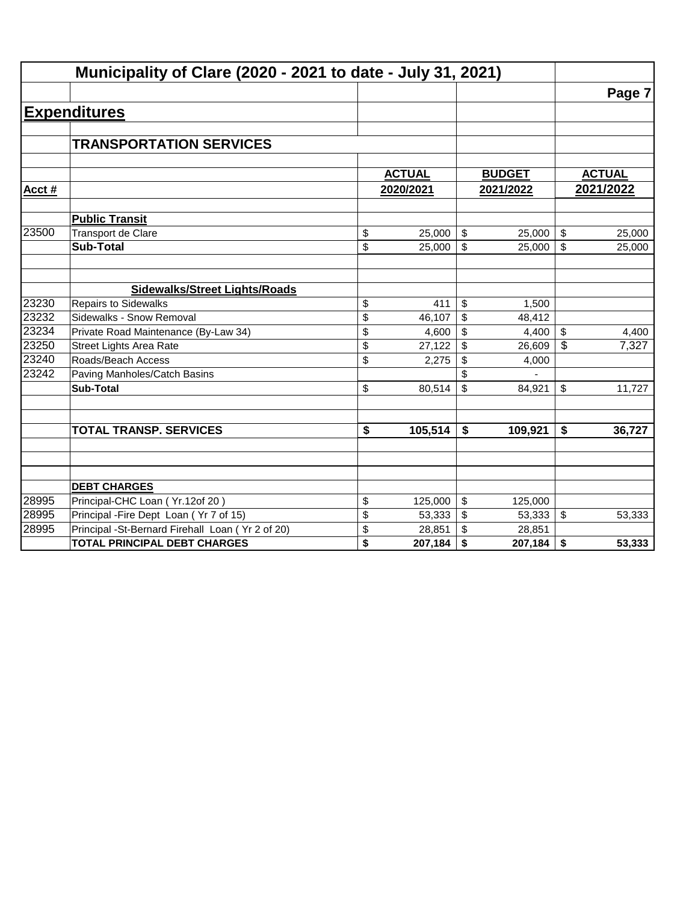# Municipality of Clare (2020 - 2021 to date - July 31, 2021)

## Expenditures

### TRANSPORTATION SERVICES

| Acct # | | ACTUAL 2020/2021 | BUDGET 2021/2022 | ACTUAL 2021/2022 |
|---|---|---|---|---|
| | **Public Transit** | | | |
| 23500 | Transport de Clare | $ 25,000 | $ 25,000 | $ 25,000 |
| | **Sub-Total** | $ 25,000 | $ 25,000 | $ 25,000 |
| | | | | |
| | **Sidewalks/Street Lights/Roads** | | | |
| 23230 | Repairs to Sidewalks | $ 411 | $ 1,500 | |
| 23232 | Sidewalks - Snow Removal | $ 46,107 | $ 48,412 | |
| 23234 | Private Road Maintenance (By-Law 34) | $ 4,600 | $ 4,400 | $ 4,400 |
| 23250 | Street Lights Area Rate | $ 27,122 | $ 26,609 | $ 7,327 |
| 23240 | Roads/Beach Access | $ 2,275 | $ 4,000 | |
| 23242 | Paving Manholes/Catch Basins | | $ - | |
| | **Sub-Total** | $ 80,514 | $ 84,921 | $ 11,727 |
| | | | | |
| | **TOTAL TRANSP. SERVICES** | **$ 105,514** | **$ 109,921** | **$ 36,727** |
| | | | | |
| | **DEBT CHARGES** | | | |
| 28995 | Principal-CHC Loan ( Yr.12of 20 ) | $ 125,000 | $ 125,000 | |
| 28995 | Principal -Fire Dept Loan ( Yr 7 of 15) | $ 53,333 | $ 53,333 | $ 53,333 |
| 28995 | Principal -St-Bernard Firehall Loan ( Yr 2 of 20) | $ 28,851 | $ 28,851 | |
| | **TOTAL PRINCIPAL DEBT CHARGES** | **$ 207,184** | **$ 207,184** | **$ 53,333** |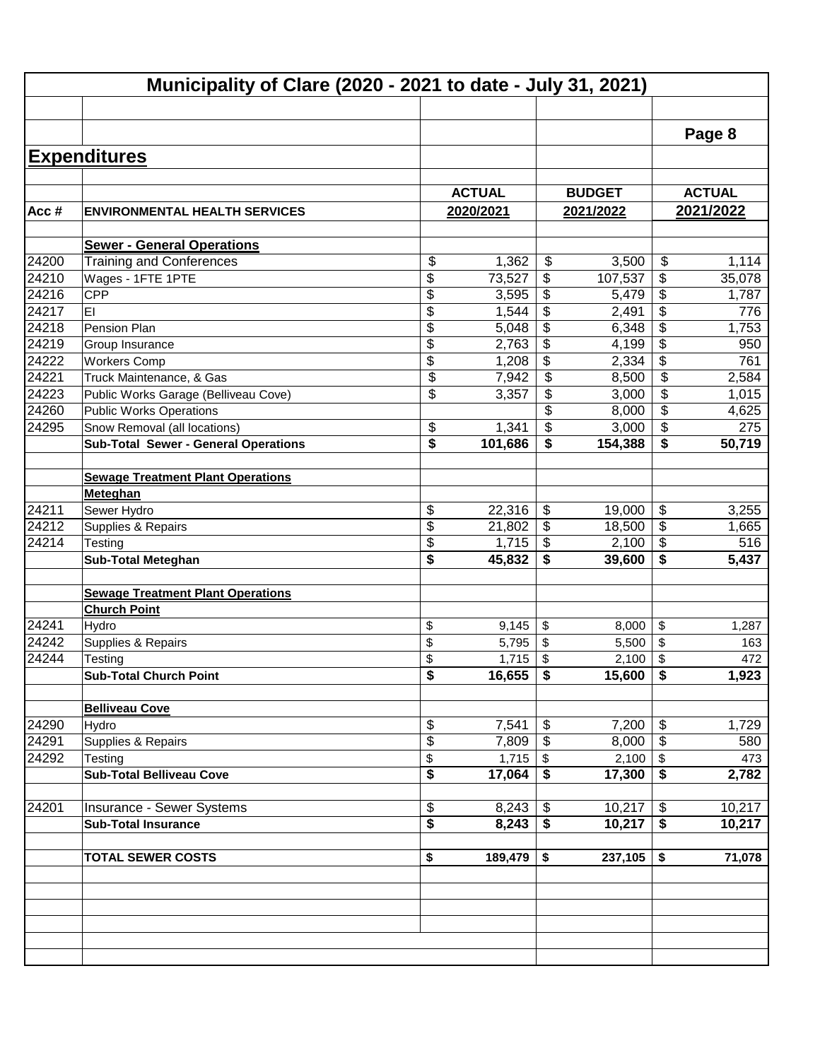# Municipality of Clare (2020 - 2021 to date - July 31, 2021)

## Expenditures

| Acc # | ENVIRONMENTAL HEALTH SERVICES | ACTUAL 2020/2021 | BUDGET 2021/2022 | ACTUAL 2021/2022 |
|---|---|---|---|---|
| | **Sewer - General Operations** | | | |
| 24200 | Training and Conferences | $ 1,362 | $ 3,500 | $ 1,114 |
| 24210 | Wages - 1FTE 1PTE | $ 73,527 | $ 107,537 | $ 35,078 |
| 24216 | CPP | $ 3,595 | $ 5,479 | $ 1,787 |
| 24217 | EI | $ 1,544 | $ 2,491 | $ 776 |
| 24218 | Pension Plan | $ 5,048 | $ 6,348 | $ 1,753 |
| 24219 | Group Insurance | $ 2,763 | $ 4,199 | $ 950 |
| 24222 | Workers Comp | $ 1,208 | $ 2,334 | $ 761 |
| 24221 | Truck Maintenance, & Gas | $ 7,942 | $ 8,500 | $ 2,584 |
| 24223 | Public Works Garage (Belliveau Cove) | $ 3,357 | $ 3,000 | $ 1,015 |
| 24260 | Public Works Operations | | $ 8,000 | $ 4,625 |
| 24295 | Snow Removal (all locations) | $ 1,341 | $ 3,000 | $ 275 |
| | **Sub-Total Sewer - General Operations** | **$ 101,686** | **$ 154,388** | **$ 50,719** |
| | **Sewage Treatment Plant Operations** | | | |
| | **Meteghan** | | | |
| 24211 | Sewer Hydro | $ 22,316 | $ 19,000 | $ 3,255 |
| 24212 | Supplies & Repairs | $ 21,802 | $ 18,500 | $ 1,665 |
| 24214 | Testing | $ 1,715 | $ 2,100 | $ 516 |
| | **Sub-Total Meteghan** | **$ 45,832** | **$ 39,600** | **$ 5,437** |
| | **Sewage Treatment Plant Operations** | | | |
| | **Church Point** | | | |
| 24241 | Hydro | $ 9,145 | $ 8,000 | $ 1,287 |
| 24242 | Supplies & Repairs | $ 5,795 | $ 5,500 | $ 163 |
| 24244 | Testing | $ 1,715 | $ 2,100 | $ 472 |
| | **Sub-Total Church Point** | **$ 16,655** | **$ 15,600** | **$ 1,923** |
| | **Belliveau Cove** | | | |
| 24290 | Hydro | $ 7,541 | $ 7,200 | $ 1,729 |
| 24291 | Supplies & Repairs | $ 7,809 | $ 8,000 | $ 580 |
| 24292 | Testing | $ 1,715 | $ 2,100 | $ 473 |
| | **Sub-Total Belliveau Cove** | **$ 17,064** | **$ 17,300** | **$ 2,782** |
| 24201 | Insurance - Sewer Systems | $ 8,243 | $ 10,217 | $ 10,217 |
| | **Sub-Total Insurance** | **$ 8,243** | **$ 10,217** | **$ 10,217** |
| | **TOTAL SEWER COSTS** | **$ 189,479** | **$ 237,105** | **$ 71,078** |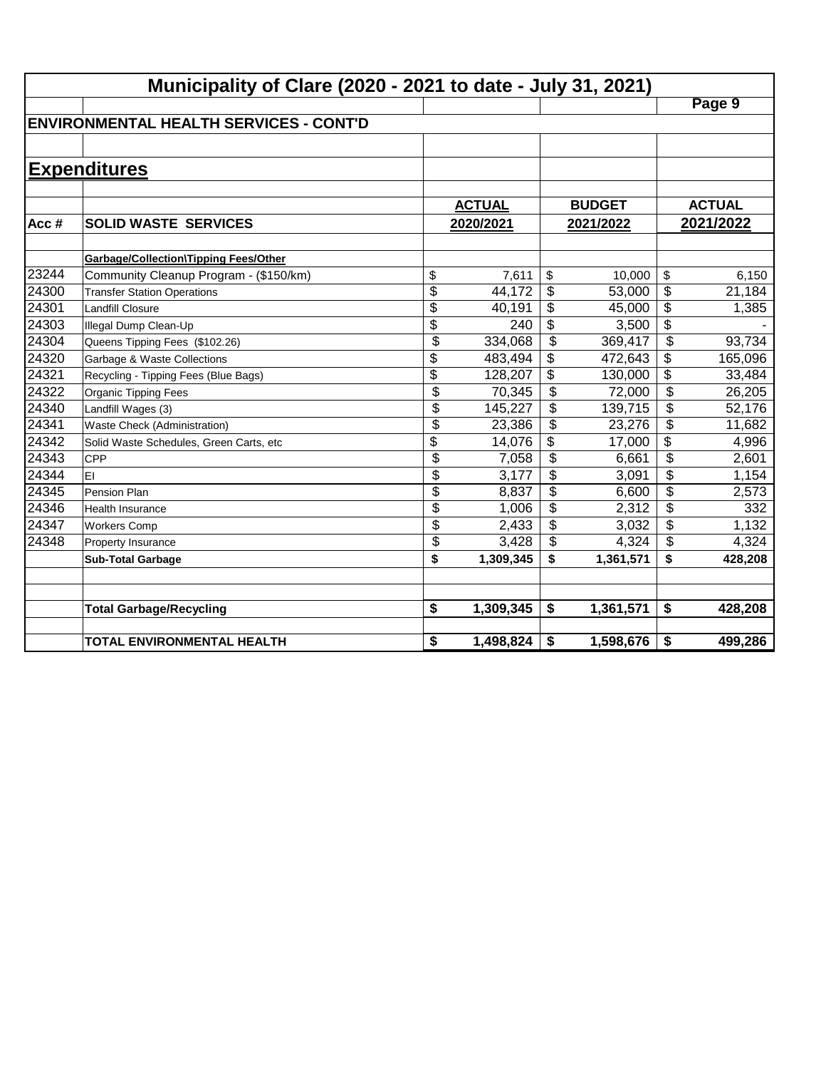# Municipality of Clare (2020 - 2021 to date - July 31, 2021)

## ENVIRONMENTAL HEALTH SERVICES - CONT'D

## Expenditures

| Acc # | SOLID WASTE SERVICES | ACTUAL 2020/2021 | BUDGET 2021/2022 | ACTUAL 2021/2022 |
|---|---|---|---|---|
| | **Garbage/Collection\Tipping Fees/Other** | | | |
| 23244 | Community Cleanup Program - ($150/km) | $ 7,611 | $ 10,000 | $ 6,150 |
| 24300 | Transfer Station Operations | $ 44,172 | $ 53,000 | $ 21,184 |
| 24301 | Landfill Closure | $ 40,191 | $ 45,000 | $ 1,385 |
| 24303 | Illegal Dump Clean-Up | $ 240 | $ 3,500 | $ - |
| 24304 | Queens Tipping Fees ($102.26) | $ 334,068 | $ 369,417 | $ 93,734 |
| 24320 | Garbage & Waste Collections | $ 483,494 | $ 472,643 | $ 165,096 |
| 24321 | Recycling - Tipping Fees (Blue Bags) | $ 128,207 | $ 130,000 | $ 33,484 |
| 24322 | Organic Tipping Fees | $ 70,345 | $ 72,000 | $ 26,205 |
| 24340 | Landfill Wages (3) | $ 145,227 | $ 139,715 | $ 52,176 |
| 24341 | Waste Check (Administration) | $ 23,386 | $ 23,276 | $ 11,682 |
| 24342 | Solid Waste Schedules, Green Carts, etc | $ 14,076 | $ 17,000 | $ 4,996 |
| 24343 | CPP | $ 7,058 | $ 6,661 | $ 2,601 |
| 24344 | EI | $ 3,177 | $ 3,091 | $ 1,154 |
| 24345 | Pension Plan | $ 8,837 | $ 6,600 | $ 2,573 |
| 24346 | Health Insurance | $ 1,006 | $ 2,312 | $ 332 |
| 24347 | Workers Comp | $ 2,433 | $ 3,032 | $ 1,132 |
| 24348 | Property Insurance | $ 3,428 | $ 4,324 | $ 4,324 |
| | **Sub-Total Garbage** | **$ 1,309,345** | **$ 1,361,571** | **$ 428,208** |
| | | | | |
| | **Total Garbage/Recycling** | **$ 1,309,345** | **$ 1,361,571** | **$ 428,208** |
| | | | | |
| | **TOTAL ENVIRONMENTAL HEALTH** | **$ 1,498,824** | **$ 1,598,676** | **$ 499,286** |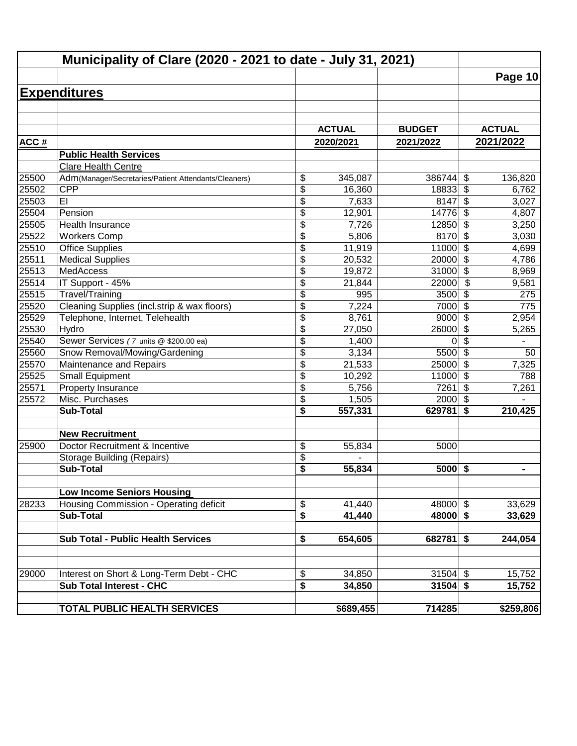# Municipality of Clare (2020 - 2021 to date - July 31, 2021)

## Expenditures

| ACC # | | ACTUAL 2020/2021 | BUDGET 2021/2022 | ACTUAL 2021/2022 |
|---|---|---|---|---|
| | **Public Health Services** | | | |
| | Clare Health Centre | | | |
| 25500 | Adm(Manager/Secretaries/Patient Attendants/Cleaners) | $ 345,087 | 386744 | $ 136,820 |
| 25502 | CPP | $ 16,360 | 18833 | $ 6,762 |
| 25503 | EI | $ 7,633 | 8147 | $ 3,027 |
| 25504 | Pension | $ 12,901 | 14776 | $ 4,807 |
| 25505 | Health Insurance | $ 7,726 | 12850 | $ 3,250 |
| 25522 | Workers Comp | $ 5,806 | 8170 | $ 3,030 |
| 25510 | Office Supplies | $ 11,919 | 11000 | $ 4,699 |
| 25511 | Medical Supplies | $ 20,532 | 20000 | $ 4,786 |
| 25513 | MedAccess | $ 19,872 | 31000 | $ 8,969 |
| 25514 | IT Support - 45% | $ 21,844 | 22000 | $ 9,581 |
| 25515 | Travel/Training | $ 995 | 3500 | $ 275 |
| 25520 | Cleaning Supplies (incl.strip & wax floors) | $ 7,224 | 7000 | $ 775 |
| 25529 | Telephone, Internet, Telehealth | $ 8,761 | 9000 | $ 2,954 |
| 25530 | Hydro | $ 27,050 | 26000 | $ 5,265 |
| 25540 | Sewer Services ( *7* units @ $200.00 ea) | $ 1,400 | 0 | $ - |
| 25560 | Snow Removal/Mowing/Gardening | $ 3,134 | 5500 | $ 50 |
| 25570 | Maintenance and Repairs | $ 21,533 | 25000 | $ 7,325 |
| 25525 | Small Equipment | $ 10,292 | 11000 | $ 788 |
| 25571 | Property Insurance | $ 5,756 | 7261 | $ 7,261 |
| 25572 | Misc. Purchases | $ 1,505 | 2000 | $ - |
| | **Sub-Total** | **$ 557,331** | **629781** | **$ 210,425** |
| | | | | |
| | **New Recruitment** | | | |
| 25900 | Doctor Recruitment & Incentive | $ 55,834 | 5000 | |
| | Storage Building (Repairs) | $ - | | |
| | **Sub-Total** | **$ 55,834** | **5000** | **$ -** |
| | | | | |
| | **Low Income Seniors Housing** | | | |
| 28233 | Housing Commission - Operating deficit | $ 41,440 | 48000 | $ 33,629 |
| | **Sub-Total** | **$ 41,440** | **48000** | **$ 33,629** |
| | | | | |
| | **Sub Total - Public Health Services** | **$ 654,605** | **682781** | **$ 244,054** |
| | | | | |
| 29000 | Interest on Short & Long-Term Debt - CHC | $ 34,850 | 31504 | $ 15,752 |
| | **Sub Total Interest - CHC** | **$ 34,850** | **31504** | **$ 15,752** |
| | | | | |
| | **TOTAL PUBLIC HEALTH SERVICES** | **$689,455** | **714285** | **$259,806** |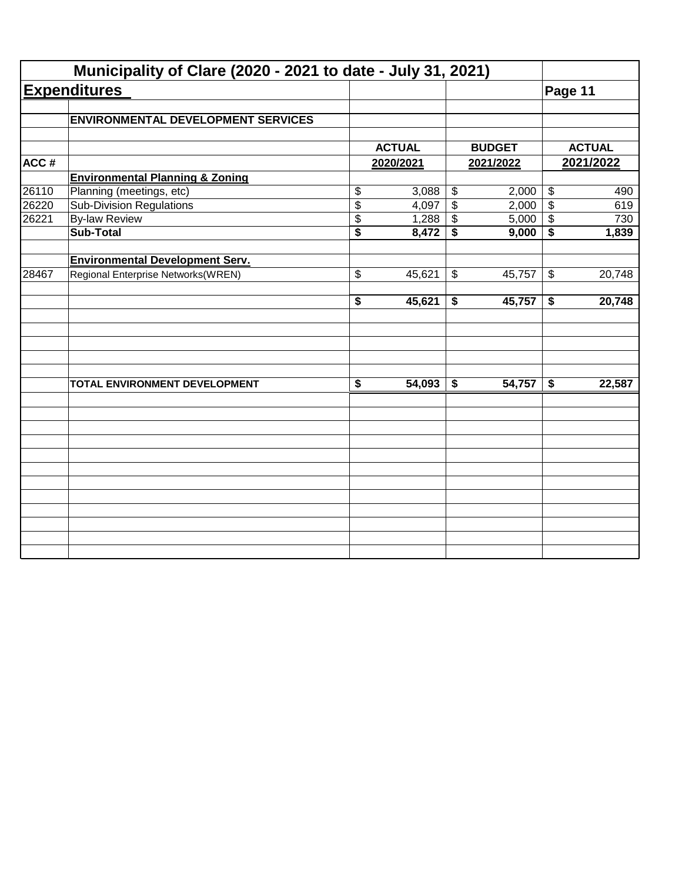# Municipality of Clare (2020 - 2021 to date - July 31, 2021)

## Expenditures

**ENVIRONMENTAL DEVELOPMENT SERVICES**

| ACC # | | ACTUAL 2020/2021 | BUDGET 2021/2022 | ACTUAL 2021/2022 |
|---|---|---|---|---|
| | **Environmental Planning & Zoning** | | | |
| 26110 | Planning (meetings, etc) | $ 3,088 | $ 2,000 | $ 490 |
| 26220 | Sub-Division Regulations | $ 4,097 | $ 2,000 | $ 619 |
| 26221 | By-law Review | $ 1,288 | $ 5,000 | $ 730 |
| | **Sub-Total** | **$ 8,472** | **$ 9,000** | **$ 1,839** |
| | | | | |
| | **Environmental Development Serv.** | | | |
| 28467 | Regional Enterprise Networks(WREN) | $ 45,621 | $ 45,757 | $ 20,748 |
| | | | | |
| | | **$ 45,621** | **$ 45,757** | **$ 20,748** |
| | | | | |
| | **TOTAL ENVIRONMENT DEVELOPMENT** | **$ 54,093** | **$ 54,757** | **$ 22,587** |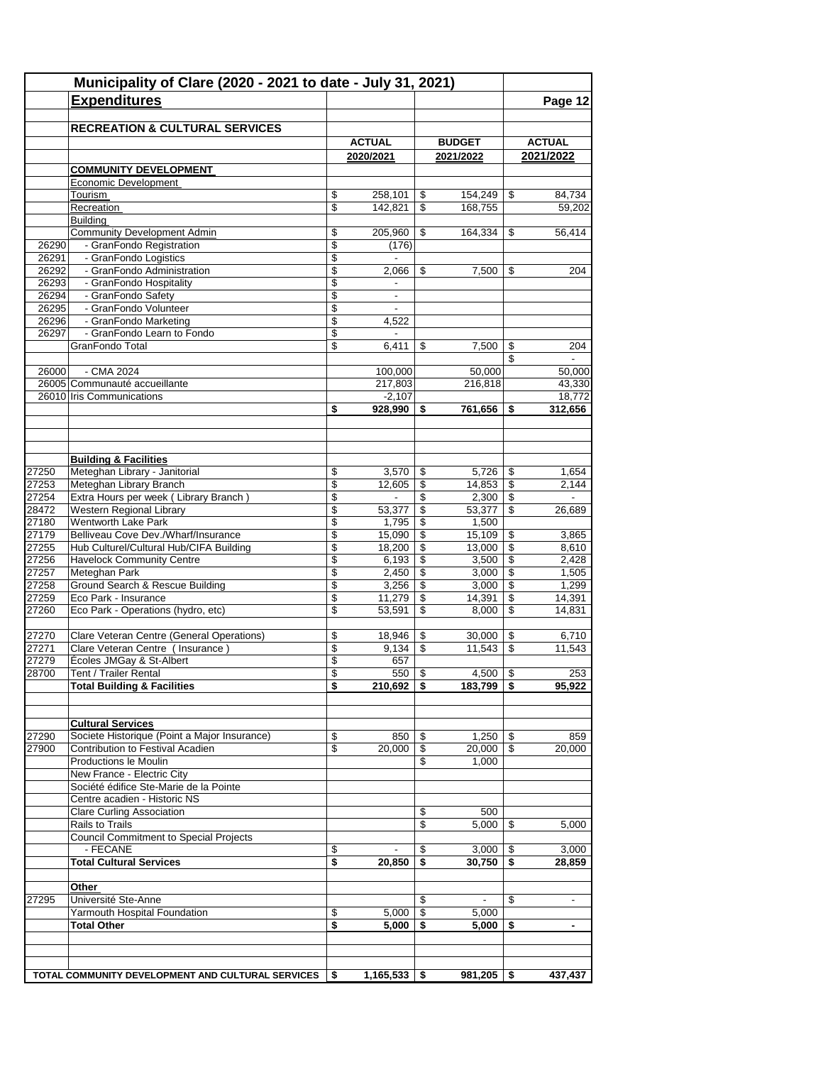# Municipality of Clare (2020 - 2021 to date - July 31, 2021)

## Expenditures

Page 12

### RECREATION & CULTURAL SERVICES

| | | ACTUAL 2020/2021 | BUDGET 2021/2022 | ACTUAL 2021/2022 |
|---|---|---|---|---|
| | **COMMUNITY DEVELOPMENT** | | | |
| | Economic Development | | | |
| | Tourism | $ 258,101 | $ 154,249 | $ 84,734 |
| | Recreation | $ 142,821 | $ 168,755 | 59,202 |
| | Building | | | |
| | Community Development Admin | $ 205,960 | $ 164,334 | $ 56,414 |
| 26290 | - GranFondo Registration | $ (176) | | |
| 26291 | - GranFondo Logistics | $ - | | |
| 26292 | - GranFondo Administration | $ 2,066 | $ 7,500 | $ 204 |
| 26293 | - GranFondo Hospitality | $ - | | |
| 26294 | - GranFondo Safety | $ - | | |
| 26295 | - GranFondo Volunteer | $ - | | |
| 26296 | - GranFondo Marketing | $ 4,522 | | |
| 26297 | - GranFondo Learn to Fondo | $ - | | |
| | GranFondo Total | $ 6,411 | $ 7,500 | $ 204 |
| | | | | $ - |
| 26000 | - CMA 2024 | 100,000 | 50,000 | 50,000 |
| 26005 | Communauté accueillante | 217,803 | 216,818 | 43,330 |
| 26010 | Iris Communications | -2,107 | | 18,772 |
| | | **$ 928,990** | **$ 761,656** | **$ 312,656** |
| | **Building & Facilities** | | | |
| 27250 | Meteghan Library - Janitorial | $ 3,570 | $ 5,726 | $ 1,654 |
| 27253 | Meteghan Library Branch | $ 12,605 | $ 14,853 | $ 2,144 |
| 27254 | Extra Hours per week ( Library Branch ) | $ - | $ 2,300 | $ - |
| 28472 | Western Regional Library | $ 53,377 | $ 53,377 | $ 26,689 |
| 27180 | Wentworth Lake Park | $ 1,795 | $ 1,500 | |
| 27179 | Belliveau Cove Dev./Wharf/Insurance | $ 15,090 | $ 15,109 | $ 3,865 |
| 27255 | Hub Culturel/Cultural Hub/CIFA Building | $ 18,200 | $ 13,000 | $ 8,610 |
| 27256 | Havelock Community Centre | $ 6,193 | $ 3,500 | $ 2,428 |
| 27257 | Meteghan Park | $ 2,450 | $ 3,000 | $ 1,505 |
| 27258 | Ground Search & Rescue Building | $ 3,256 | $ 3,000 | $ 1,299 |
| 27259 | Eco Park - Insurance | $ 11,279 | $ 14,391 | $ 14,391 |
| 27260 | Eco Park - Operations (hydro, etc) | $ 53,591 | $ 8,000 | $ 14,831 |
| 27270 | Clare Veteran Centre (General Operations) | $ 18,946 | $ 30,000 | $ 6,710 |
| 27271 | Clare Veteran Centre ( Insurance ) | $ 9,134 | $ 11,543 | $ 11,543 |
| 27279 | Écoles JMGay & St-Albert | $ 657 | | |
| 28700 | Tent / Trailer Rental | $ 550 | $ 4,500 | $ 253 |
| | **Total Building & Facilities** | **$ 210,692** | **$ 183,799** | **$ 95,922** |
| | **Cultural Services** | | | |
| 27290 | Societe Historique (Point a Major Insurance) | $ 850 | $ 1,250 | $ 859 |
| 27900 | Contribution to Festival Acadien | $ 20,000 | $ 20,000 | $ 20,000 |
| | Productions le Moulin | | $ 1,000 | |
| | New France - Electric City | | | |
| | Société édifice Ste-Marie de la Pointe | | | |
| | Centre acadien - Historic NS | | | |
| | Clare Curling Association | | $ 500 | |
| | Rails to Trails | | $ 5,000 | $ 5,000 |
| | Council Commitment to Special Projects | | | |
| | - FECANE | $ - | $ 3,000 | $ 3,000 |
| | **Total Cultural Services** | **$ 20,850** | **$ 30,750** | **$ 28,859** |
| | **Other** | | | |
| 27295 | Université Ste-Anne | | $ - | $ - |
| | Yarmouth Hospital Foundation | $ 5,000 | $ 5,000 | |
| | **Total Other** | **$ 5,000** | **$ 5,000** | **$ -** |
| | **TOTAL COMMUNITY DEVELOPMENT AND CULTURAL SERVICES** | **$ 1,165,533** | **$ 981,205** | **$ 437,437** |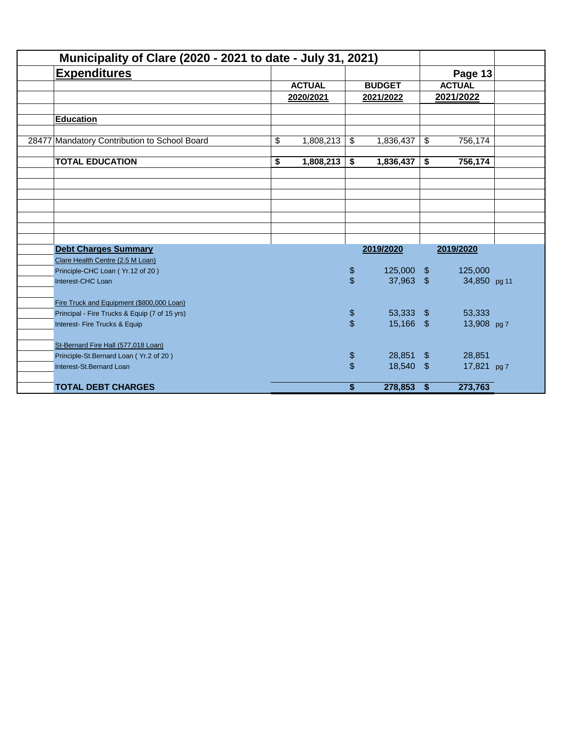# Municipality of Clare (2020 - 2021 to date - July 31, 2021)

## Expenditures

| | | ACTUAL 2020/2021 | BUDGET 2021/2022 | ACTUAL 2021/2022 | |
|---|---|---|---|---|---|
| | **Education** | | | | |
| 28477 | Mandatory Contribution to School Board | $ 1,808,213 | $ 1,836,437 | $ 756,174 | |
| | **TOTAL EDUCATION** | **$ 1,808,213** | **$ 1,836,437** | **$ 756,174** | |

| | | | 2019/2020 | 2019/2020 | |
|---|---|---|---|---|---|
| | **Debt Charges Summary** | | | | |
| | Clare Health Centre (2.5 M Loan) | | | | |
| | Principle-CHC Loan ( Yr.12 of 20 ) | | $ 125,000 | $ 125,000 | |
| | Interest-CHC Loan | | $ 37,963 | $ 34,850 | pg 11 |
| | Fire Truck and Equipment ($800,000 Loan) | | | | |
| | Principal - Fire Trucks & Equip (7 of 15 yrs) | | $ 53,333 | $ 53,333 | |
| | Interest- Fire Trucks & Equip | | $ 15,166 | $ 13,908 | pg 7 |
| | St-Bernard Fire Hall (577,018 Loan) | | | | |
| | Principle-St.Bernard Loan ( Yr.2 of 20 ) | | $ 28,851 | $ 28,851 | |
| | Interest-St.Bernard Loan | | $ 18,540 | $ 17,821 | pg 7 |
| | **TOTAL DEBT CHARGES** | | **$ 278,853** | **$ 273,763** | |